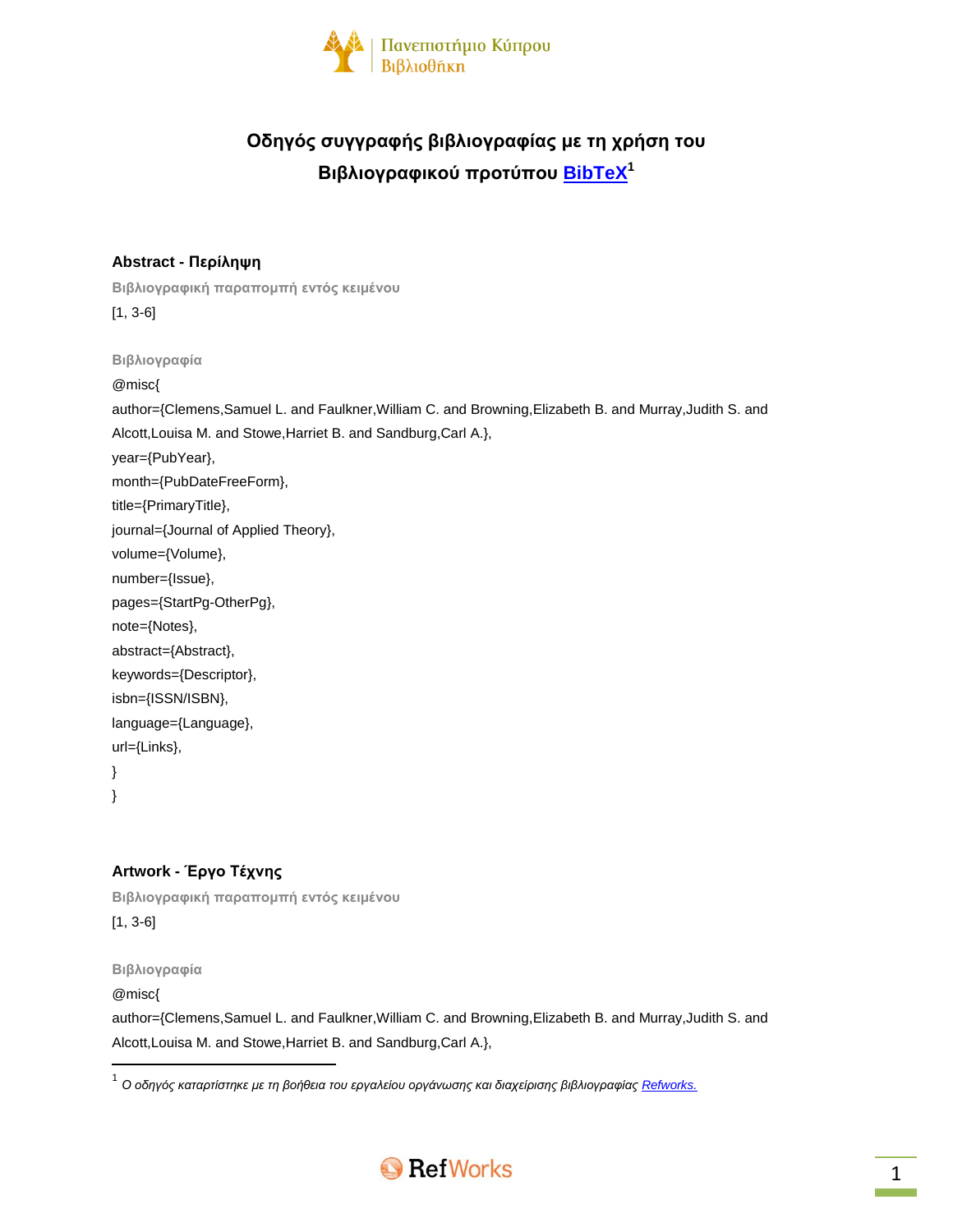# Οδηγός συγγραφής βιβλιογραφίας με τη χρήση του Βιβλιογραφικού προτύπου BibTeX[1]

## Abstract - Περίληψη

**Βιβλιογραφική παραπομπή εντός κειμένου**

[1, 3-6]

**Βιβλιογραφία**

```
@misc{
author={Clemens,Samuel L. and Faulkner,William C. and Browning,Elizabeth B. and Murray,Judith S. and Alcott,Louisa M. and Stowe,Harriet B. and Sandburg,Carl A.},
year={PubYear},
month={PubDateFreeForm},
title={PrimaryTitle},
journal={Journal of Applied Theory},
volume={Volume},
number={Issue},
pages={StartPg-OtherPg},
note={Notes},
abstract={Abstract},
keywords={Descriptor},
isbn={ISSN/ISBN},
language={Language},
url={Links},
}
}
```

## Artwork - Έργο Τέχνης

**Βιβλιογραφική παραπομπή εντός κειμένου**

[1, 3-6]

**Βιβλιογραφία**

```
@misc{
author={Clemens,Samuel L. and Faulkner,William C. and Browning,Elizabeth B. and Murray,Judith S. and Alcott,Louisa M. and Stowe,Harriet B. and Sandburg,Carl A.},
```

[1] *Ο οδηγός καταρτίστηκε με τη βοήθεια του εργαλείου οργάνωσης και διαχείρισης βιβλιογραφίας Refworks.*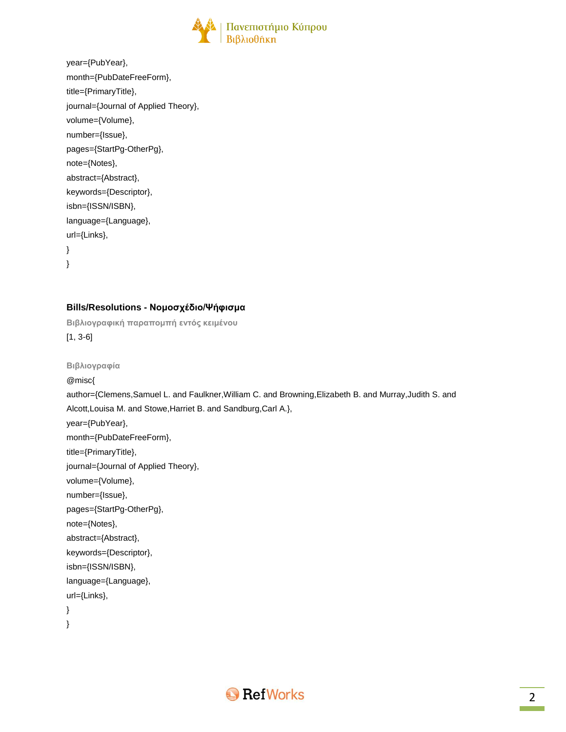year={PubYear},

month={PubDateFreeForm},

title={PrimaryTitle},

journal={Journal of Applied Theory},

volume={Volume},

number={Issue},

pages={StartPg-OtherPg},

note={Notes},

abstract={Abstract},

keywords={Descriptor},

isbn={ISSN/ISBN},

language={Language},

url={Links},

}

}

### Bills/Resolutions - Νομοσχέδιο/Ψήφισμα

**Βιβλιογραφική παραπομπή εντός κειμένου**

[1, 3-6]

**Βιβλιογραφία**

@misc{

author={Clemens,Samuel L. and Faulkner,William C. and Browning,Elizabeth B. and Murray,Judith S. and Alcott,Louisa M. and Stowe,Harriet B. and Sandburg,Carl A.},

year={PubYear},

month={PubDateFreeForm},

title={PrimaryTitle},

journal={Journal of Applied Theory},

volume={Volume},

number={Issue},

pages={StartPg-OtherPg},

note={Notes},

abstract={Abstract},

keywords={Descriptor},

isbn={ISSN/ISBN},

language={Language},

url={Links},

}

}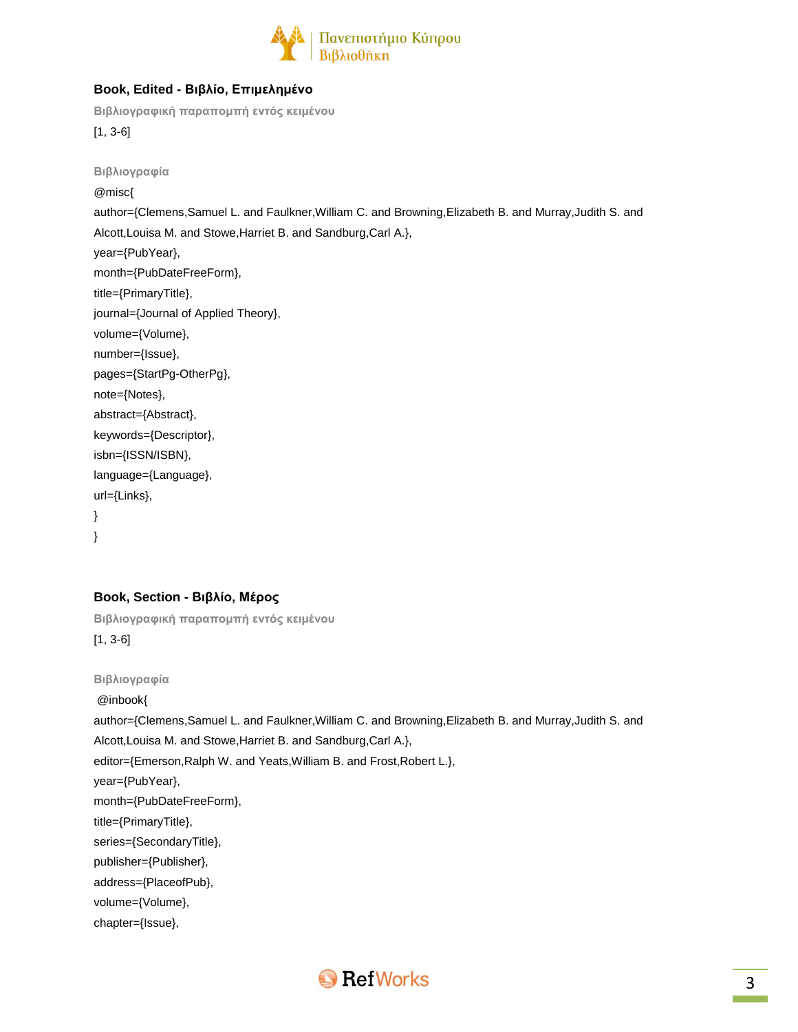### Book, Edited - Βιβλίο, Επιμελημένο

**Βιβλιογραφική παραπομπή εντός κειμένου**

[1, 3-6]

**Βιβλιογραφία**

```
@misc{
author={Clemens,Samuel L. and Faulkner,William C. and Browning,Elizabeth B. and Murray,Judith S. and Alcott,Louisa M. and Stowe,Harriet B. and Sandburg,Carl A.},
year={PubYear},
month={PubDateFreeForm},
title={PrimaryTitle},
journal={Journal of Applied Theory},
volume={Volume},
number={Issue},
pages={StartPg-OtherPg},
note={Notes},
abstract={Abstract},
keywords={Descriptor},
isbn={ISSN/ISBN},
language={Language},
url={Links},
}
}
```

### Book, Section - Βιβλίο, Μέρος

**Βιβλιογραφική παραπομπή εντός κειμένου**

[1, 3-6]

**Βιβλιογραφία**

```
@inbook{
author={Clemens,Samuel L. and Faulkner,William C. and Browning,Elizabeth B. and Murray,Judith S. and Alcott,Louisa M. and Stowe,Harriet B. and Sandburg,Carl A.},
editor={Emerson,Ralph W. and Yeats,William B. and Frost,Robert L.},
year={PubYear},
month={PubDateFreeForm},
title={PrimaryTitle},
series={SecondaryTitle},
publisher={Publisher},
address={PlaceofPub},
volume={Volume},
chapter={Issue},
```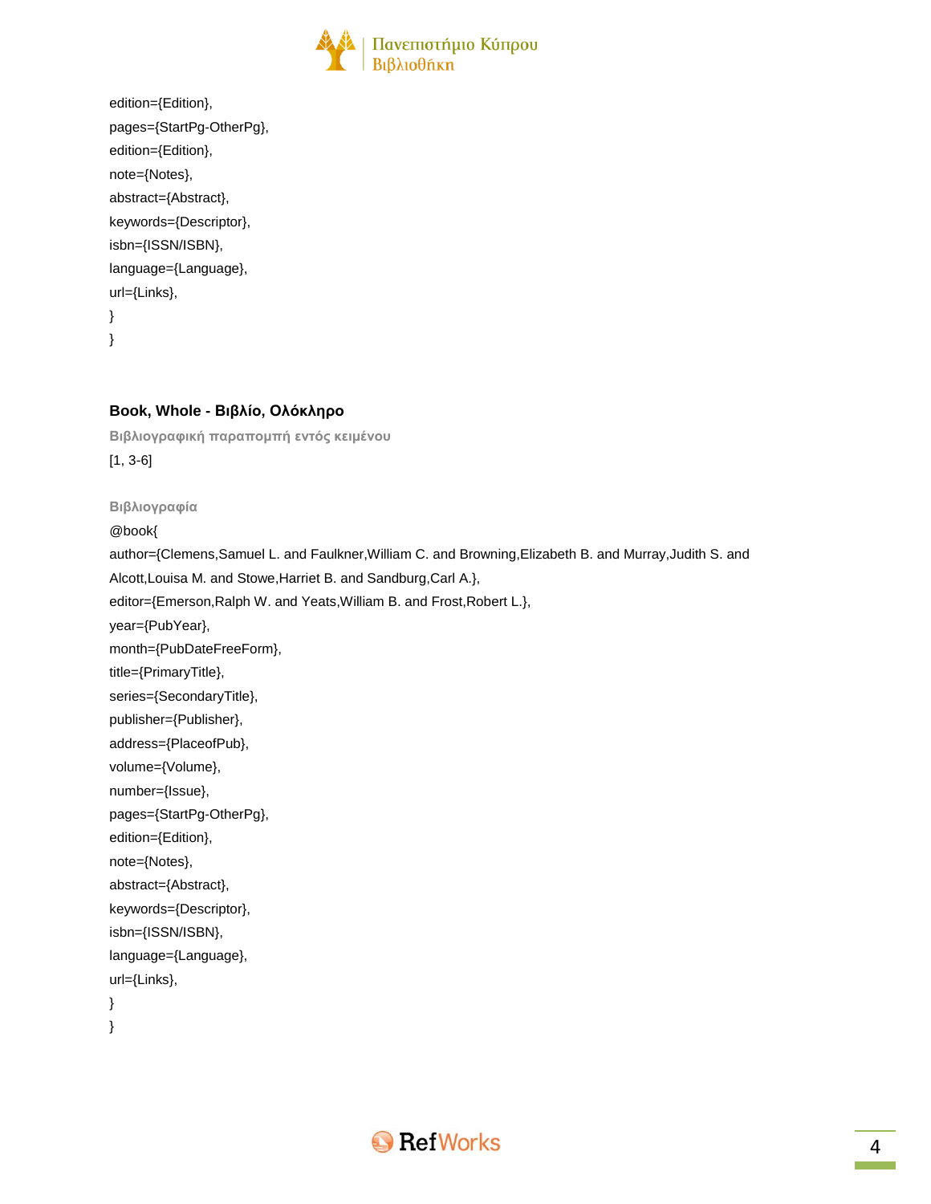```
edition={Edition},
pages={StartPg-OtherPg},
edition={Edition},
note={Notes},
abstract={Abstract},
keywords={Descriptor},
isbn={ISSN/ISBN},
language={Language},
url={Links},
}
}
```

### Book, Whole - Βιβλίο, Ολόκληρο

**Βιβλιογραφική παραπομπή εντός κειμένου**

[1, 3-6]

**Βιβλιογραφία**

```
@book{
author={Clemens,Samuel L. and Faulkner,William C. and Browning,Elizabeth B. and Murray,Judith S. and Alcott,Louisa M. and Stowe,Harriet B. and Sandburg,Carl A.},
editor={Emerson,Ralph W. and Yeats,William B. and Frost,Robert L.},
year={PubYear},
month={PubDateFreeForm},
title={PrimaryTitle},
series={SecondaryTitle},
publisher={Publisher},
address={PlaceofPub},
volume={Volume},
number={Issue},
pages={StartPg-OtherPg},
edition={Edition},
note={Notes},
abstract={Abstract},
keywords={Descriptor},
isbn={ISSN/ISBN},
language={Language},
url={Links},
}
}
```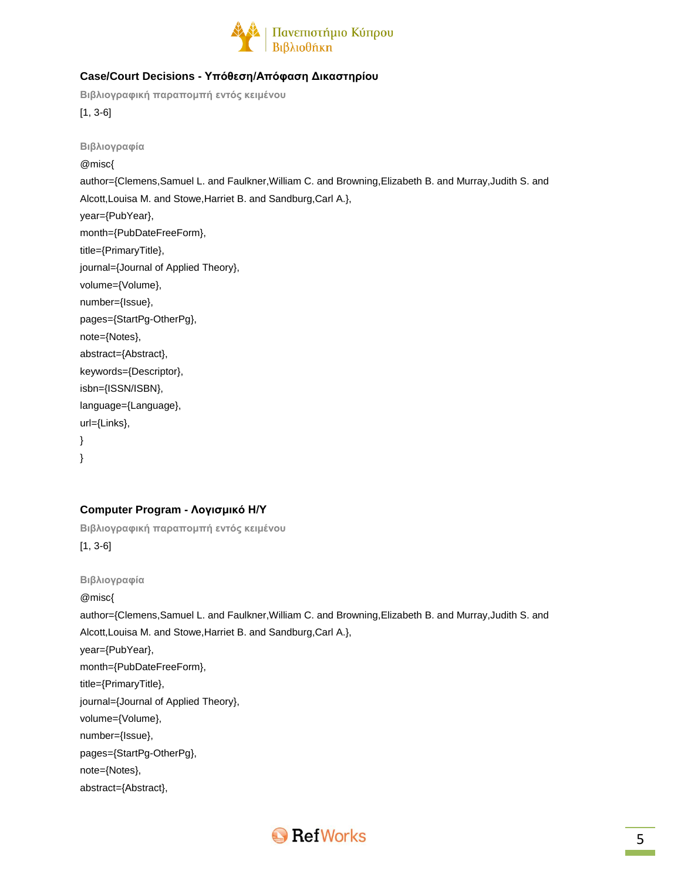### Case/Court Decisions - Υπόθεση/Απόφαση Δικαστηρίου

**Βιβλιογραφική παραπομπή εντός κειμένου**

[1, 3-6]

**Βιβλιογραφία**

```
@misc{
author={Clemens,Samuel L. and Faulkner,William C. and Browning,Elizabeth B. and Murray,Judith S. and Alcott,Louisa M. and Stowe,Harriet B. and Sandburg,Carl A.},
year={PubYear},
month={PubDateFreeForm},
title={PrimaryTitle},
journal={Journal of Applied Theory},
volume={Volume},
number={Issue},
pages={StartPg-OtherPg},
note={Notes},
abstract={Abstract},
keywords={Descriptor},
isbn={ISSN/ISBN},
language={Language},
url={Links},
}
}
```

### Computer Program - Λογισμικό Η/Υ

**Βιβλιογραφική παραπομπή εντός κειμένου**

[1, 3-6]

**Βιβλιογραφία**

```
@misc{
author={Clemens,Samuel L. and Faulkner,William C. and Browning,Elizabeth B. and Murray,Judith S. and Alcott,Louisa M. and Stowe,Harriet B. and Sandburg,Carl A.},
year={PubYear},
month={PubDateFreeForm},
title={PrimaryTitle},
journal={Journal of Applied Theory},
volume={Volume},
number={Issue},
pages={StartPg-OtherPg},
note={Notes},
abstract={Abstract},
```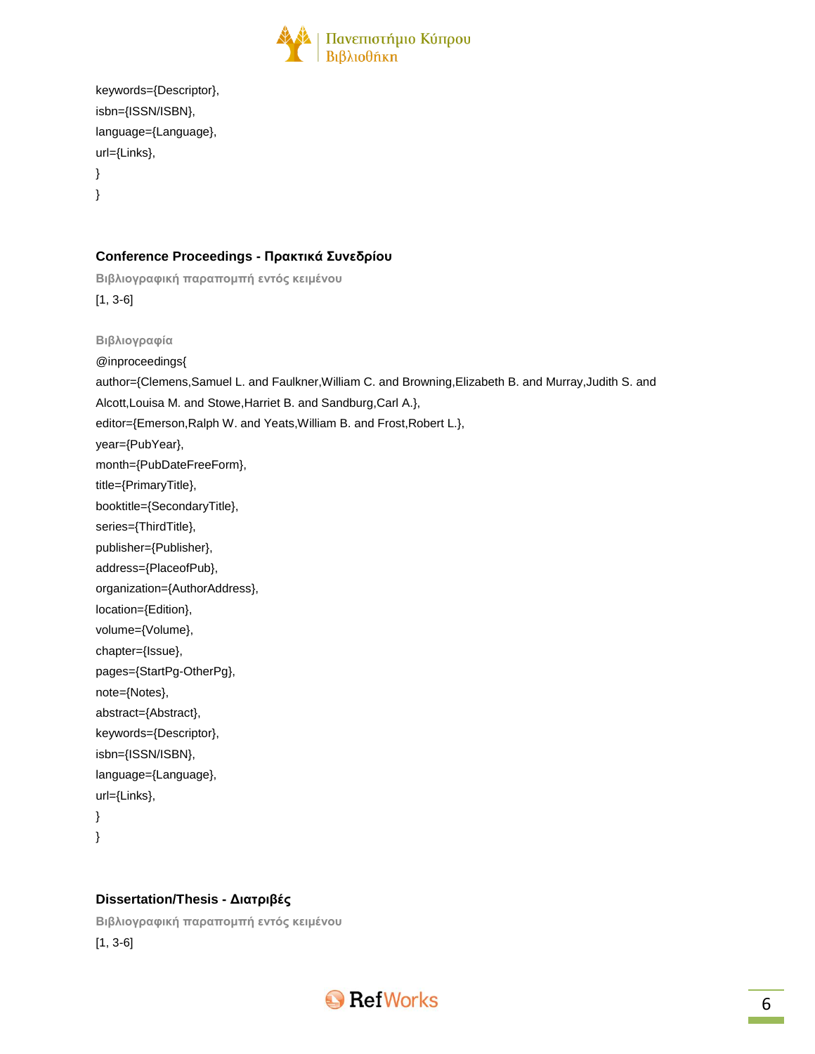keywords={Descriptor},
isbn={ISSN/ISBN},
language={Language},
url={Links},
}
}

### Conference Proceedings - Πρακτικά Συνεδρίου

**Βιβλιογραφική παραπομπή εντός κειμένου**

[1, 3-6]

**Βιβλιογραφία**

@inproceedings{
author={Clemens,Samuel L. and Faulkner,William C. and Browning,Elizabeth B. and Murray,Judith S. and Alcott,Louisa M. and Stowe,Harriet B. and Sandburg,Carl A.},
editor={Emerson,Ralph W. and Yeats,William B. and Frost,Robert L.},
year={PubYear},
month={PubDateFreeForm},
title={PrimaryTitle},
booktitle={SecondaryTitle},
series={ThirdTitle},
publisher={Publisher},
address={PlaceofPub},
organization={AuthorAddress},
location={Edition},
volume={Volume},
chapter={Issue},
pages={StartPg-OtherPg},
note={Notes},
abstract={Abstract},
keywords={Descriptor},
isbn={ISSN/ISBN},
language={Language},
url={Links},
}
}

### Dissertation/Thesis - Διατριβές

**Βιβλιογραφική παραπομπή εντός κειμένου**

[1, 3-6]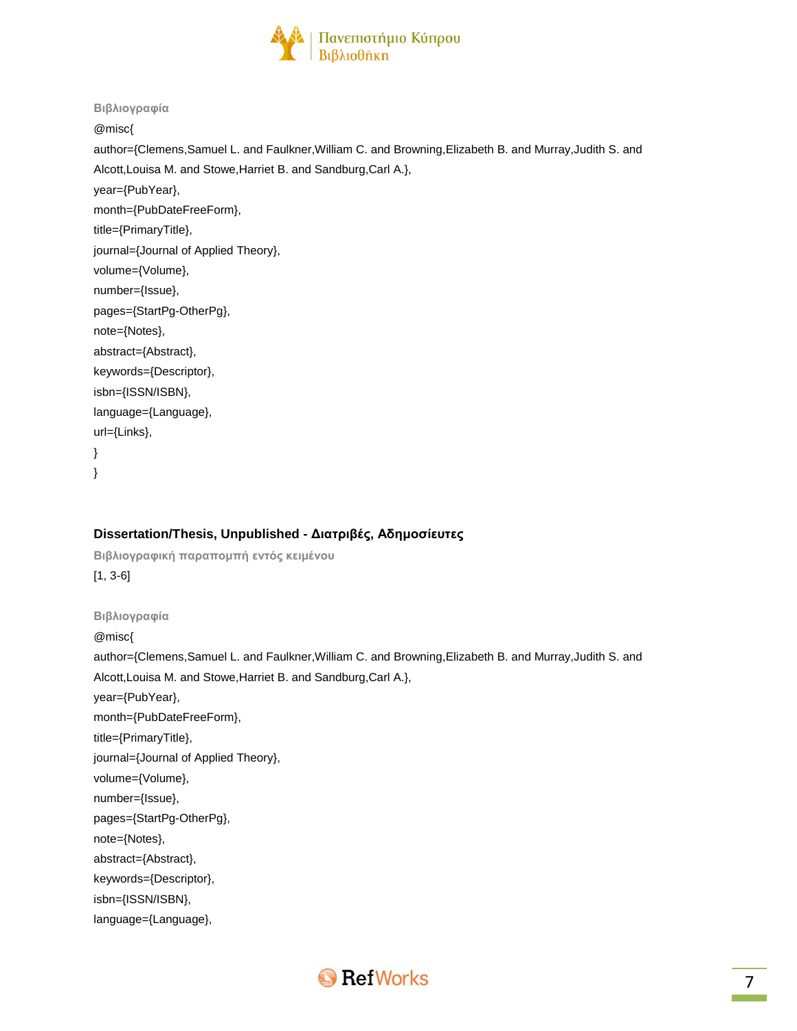**Βιβλιογραφία**

```
@misc{
author={Clemens,Samuel L. and Faulkner,William C. and Browning,Elizabeth B. and Murray,Judith S. and Alcott,Louisa M. and Stowe,Harriet B. and Sandburg,Carl A.},
year={PubYear},
month={PubDateFreeForm},
title={PrimaryTitle},
journal={Journal of Applied Theory},
volume={Volume},
number={Issue},
pages={StartPg-OtherPg},
note={Notes},
abstract={Abstract},
keywords={Descriptor},
isbn={ISSN/ISBN},
language={Language},
url={Links},
}
}
```

## Dissertation/Thesis, Unpublished - Διατριβές, Αδημοσίευτες

**Βιβλιογραφική παραπομπή εντός κειμένου**

[1, 3-6]

**Βιβλιογραφία**

```
@misc{
author={Clemens,Samuel L. and Faulkner,William C. and Browning,Elizabeth B. and Murray,Judith S. and Alcott,Louisa M. and Stowe,Harriet B. and Sandburg,Carl A.},
year={PubYear},
month={PubDateFreeForm},
title={PrimaryTitle},
journal={Journal of Applied Theory},
volume={Volume},
number={Issue},
pages={StartPg-OtherPg},
note={Notes},
abstract={Abstract},
keywords={Descriptor},
isbn={ISSN/ISBN},
language={Language},
```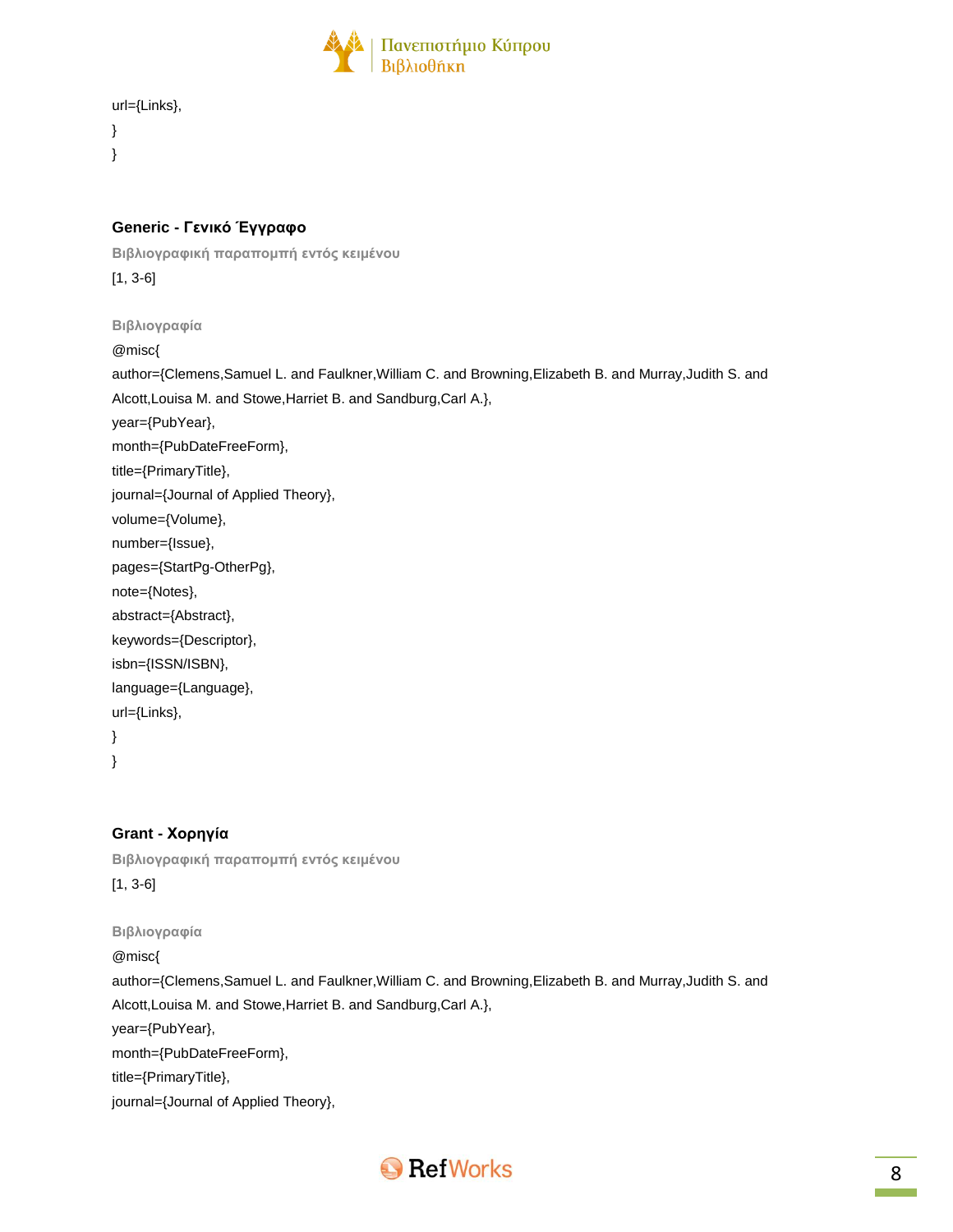url={Links},

}

}

### Generic - Γενικό Έγγραφο

**Βιβλιογραφική παραπομπή εντός κειμένου**

[1, 3-6]

**Βιβλιογραφία**

@misc{

author={Clemens,Samuel L. and Faulkner,William C. and Browning,Elizabeth B. and Murray,Judith S. and Alcott,Louisa M. and Stowe,Harriet B. and Sandburg,Carl A.},

year={PubYear},

month={PubDateFreeForm},

title={PrimaryTitle},

journal={Journal of Applied Theory},

volume={Volume},

number={Issue},

pages={StartPg-OtherPg},

note={Notes},

abstract={Abstract},

keywords={Descriptor},

isbn={ISSN/ISBN},

language={Language},

url={Links},

}

}

### Grant - Χορηγία

**Βιβλιογραφική παραπομπή εντός κειμένου**

[1, 3-6]

**Βιβλιογραφία**

@misc{

author={Clemens,Samuel L. and Faulkner,William C. and Browning,Elizabeth B. and Murray,Judith S. and Alcott,Louisa M. and Stowe,Harriet B. and Sandburg,Carl A.},

year={PubYear},

month={PubDateFreeForm},

title={PrimaryTitle},

journal={Journal of Applied Theory},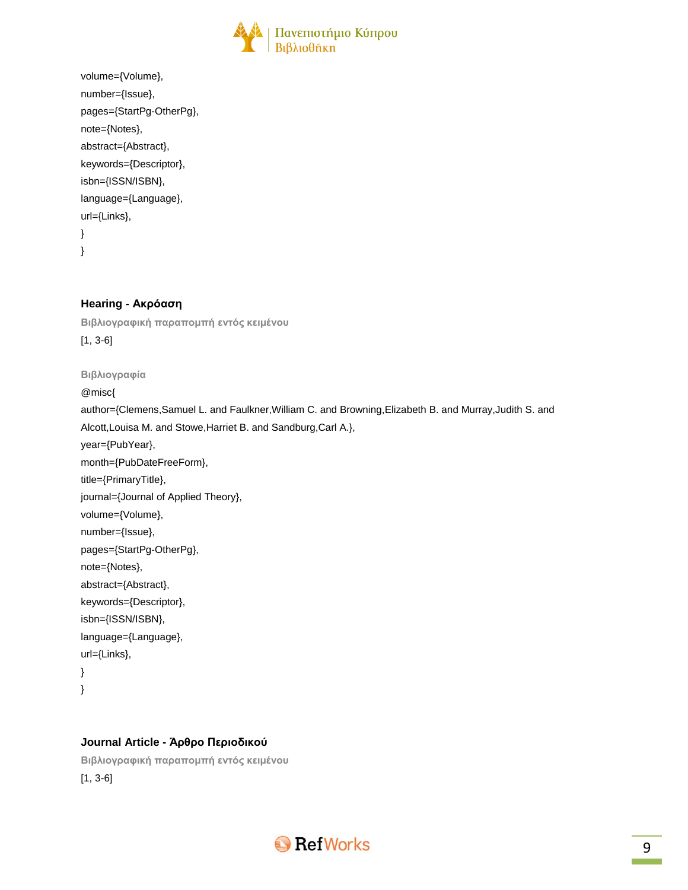volume={Volume},

number={Issue},

pages={StartPg-OtherPg},

note={Notes},

abstract={Abstract},

keywords={Descriptor},

isbn={ISSN/ISBN},

language={Language},

url={Links},

}

}

### Hearing - Ακρόαση

**Βιβλιογραφική παραπομπή εντός κειμένου**

[1, 3-6]

**Βιβλιογραφία**

@misc{

author={Clemens,Samuel L. and Faulkner,William C. and Browning,Elizabeth B. and Murray,Judith S. and Alcott,Louisa M. and Stowe,Harriet B. and Sandburg,Carl A.},

year={PubYear},

month={PubDateFreeForm},

title={PrimaryTitle},

journal={Journal of Applied Theory},

volume={Volume},

number={Issue},

pages={StartPg-OtherPg},

note={Notes},

abstract={Abstract},

keywords={Descriptor},

isbn={ISSN/ISBN},

language={Language},

url={Links},

}

}

### Journal Article - Άρθρο Περιοδικού

**Βιβλιογραφική παραπομπή εντός κειμένου**

[1, 3-6]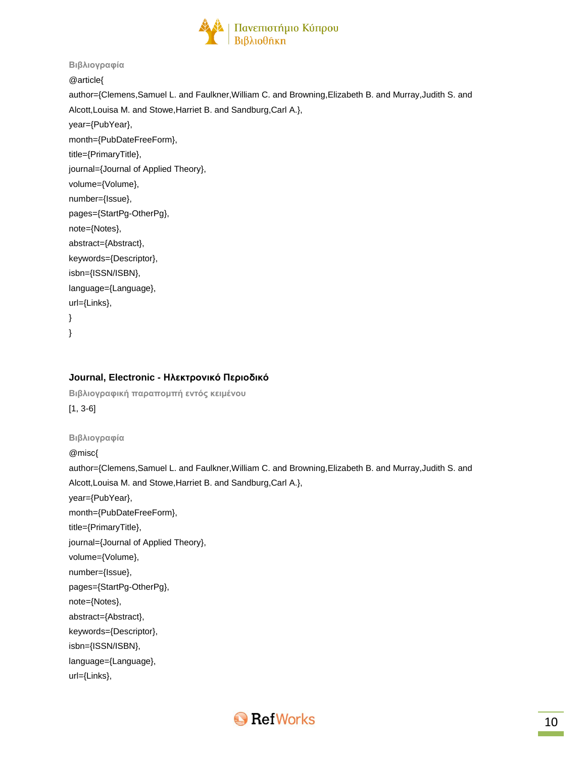**Βιβλιογραφία**

```
@article{
author={Clemens,Samuel L. and Faulkner,William C. and Browning,Elizabeth B. and Murray,Judith S. and Alcott,Louisa M. and Stowe,Harriet B. and Sandburg,Carl A.},
year={PubYear},
month={PubDateFreeForm},
title={PrimaryTitle},
journal={Journal of Applied Theory},
volume={Volume},
number={Issue},
pages={StartPg-OtherPg},
note={Notes},
abstract={Abstract},
keywords={Descriptor},
isbn={ISSN/ISBN},
language={Language},
url={Links},
}
}
```

### Journal, Electronic - Ηλεκτρονικό Περιοδικό

**Βιβλιογραφική παραπομπή εντός κειμένου**

[1, 3-6]

**Βιβλιογραφία**

```
@misc{
author={Clemens,Samuel L. and Faulkner,William C. and Browning,Elizabeth B. and Murray,Judith S. and Alcott,Louisa M. and Stowe,Harriet B. and Sandburg,Carl A.},
year={PubYear},
month={PubDateFreeForm},
title={PrimaryTitle},
journal={Journal of Applied Theory},
volume={Volume},
number={Issue},
pages={StartPg-OtherPg},
note={Notes},
abstract={Abstract},
keywords={Descriptor},
isbn={ISSN/ISBN},
language={Language},
url={Links},
```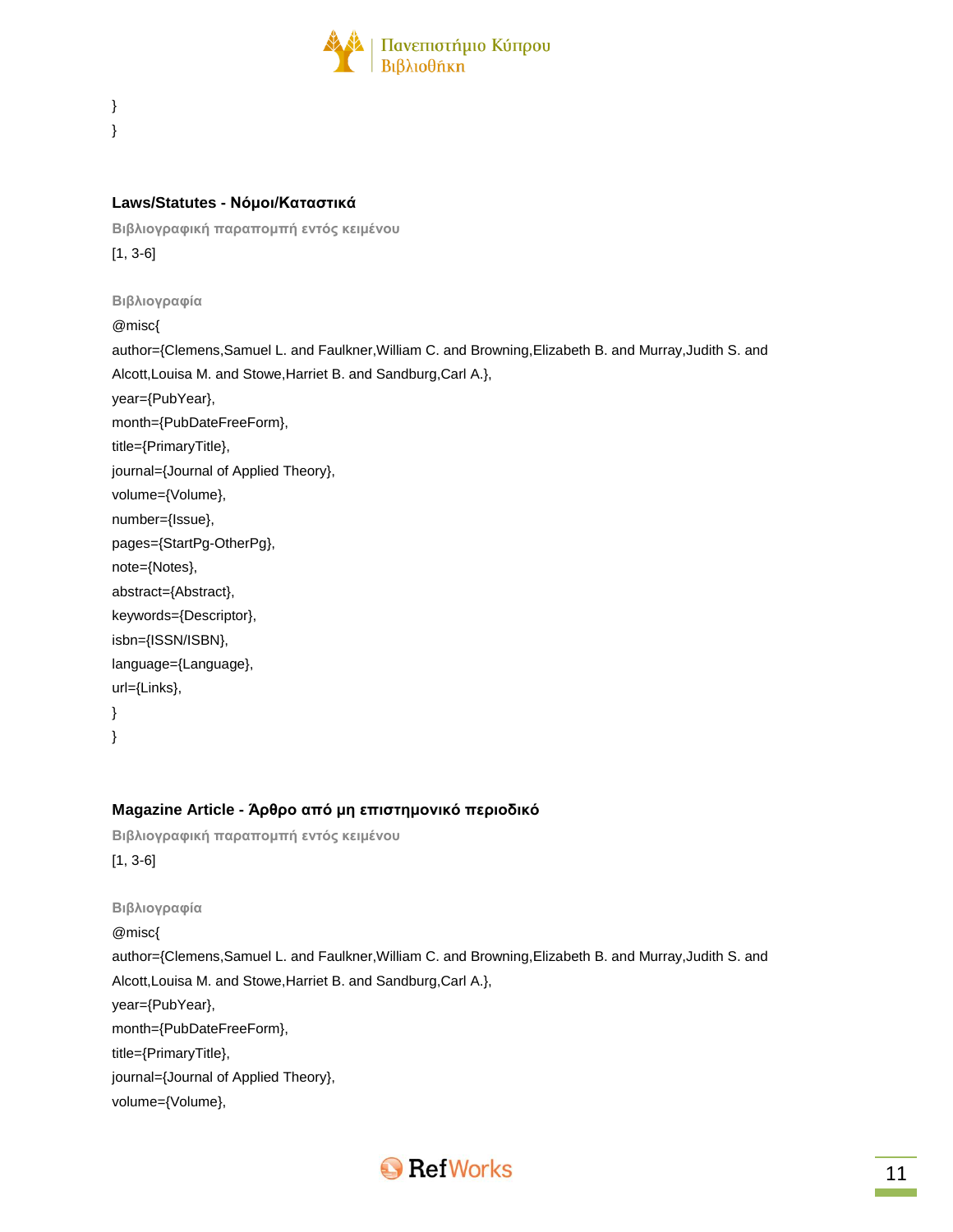}
}

### Laws/Statutes - Νόμοι/Καταστικά

**Βιβλιογραφική παραπομπή εντός κειμένου**

[1, 3-6]

**Βιβλιογραφία**

@misc{
author={Clemens,Samuel L. and Faulkner,William C. and Browning,Elizabeth B. and Murray,Judith S. and Alcott,Louisa M. and Stowe,Harriet B. and Sandburg,Carl A.},
year={PubYear},
month={PubDateFreeForm},
title={PrimaryTitle},
journal={Journal of Applied Theory},
volume={Volume},
number={Issue},
pages={StartPg-OtherPg},
note={Notes},
abstract={Abstract},
keywords={Descriptor},
isbn={ISSN/ISBN},
language={Language},
url={Links},
}
}

### Magazine Article - Άρθρο από μη επιστημονικό περιοδικό

**Βιβλιογραφική παραπομπή εντός κειμένου**

[1, 3-6]

**Βιβλιογραφία**

@misc{
author={Clemens,Samuel L. and Faulkner,William C. and Browning,Elizabeth B. and Murray,Judith S. and Alcott,Louisa M. and Stowe,Harriet B. and Sandburg,Carl A.},
year={PubYear},
month={PubDateFreeForm},
title={PrimaryTitle},
journal={Journal of Applied Theory},
volume={Volume},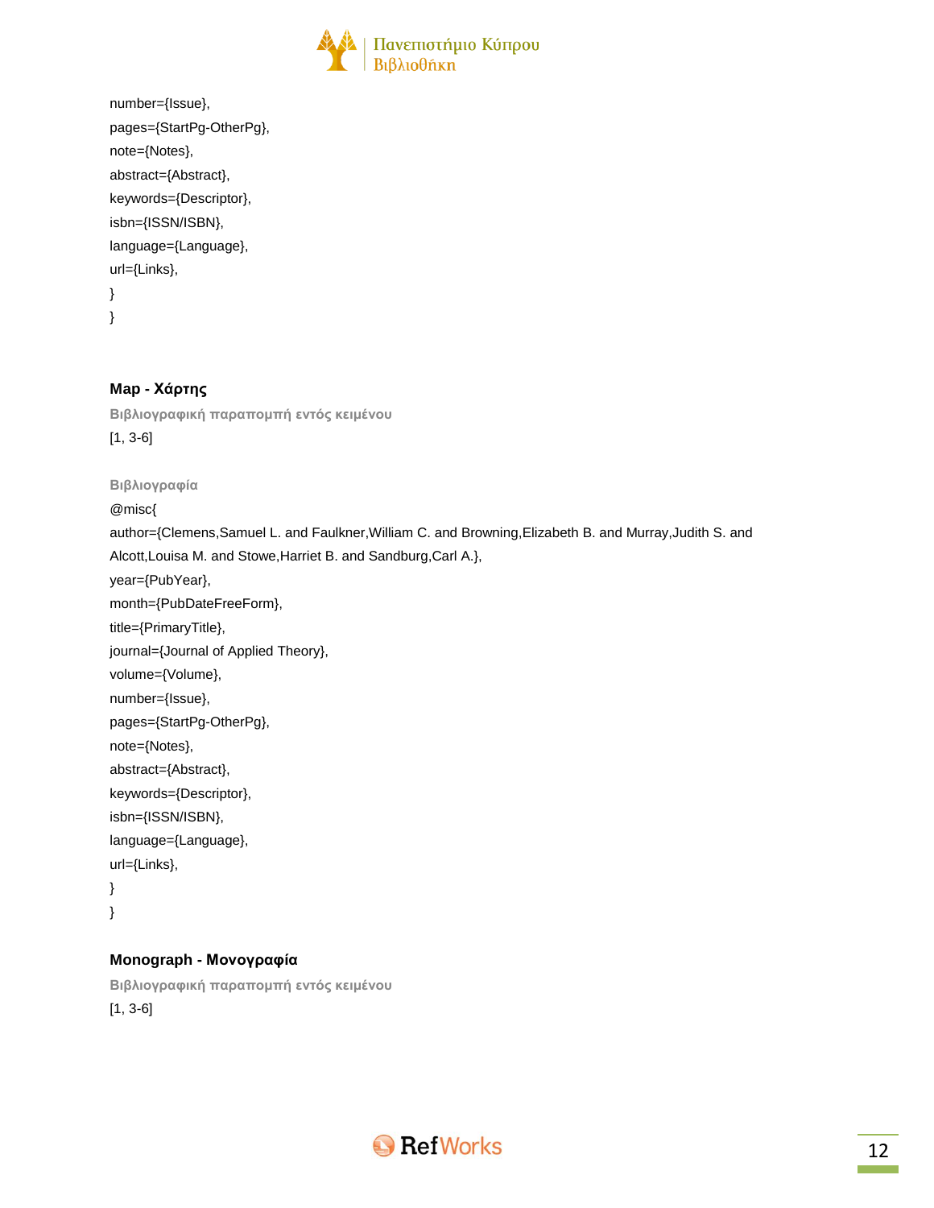```
number={Issue},
pages={StartPg-OtherPg},
note={Notes},
abstract={Abstract},
keywords={Descriptor},
isbn={ISSN/ISBN},
language={Language},
url={Links},
}
}
```

### Map - Χάρτης

**Βιβλιογραφική παραπομπή εντός κειμένου**

[1, 3-6]

**Βιβλιογραφία**

```
@misc{
author={Clemens,Samuel L. and Faulkner,William C. and Browning,Elizabeth B. and Murray,Judith S. and Alcott,Louisa M. and Stowe,Harriet B. and Sandburg,Carl A.},
year={PubYear},
month={PubDateFreeForm},
title={PrimaryTitle},
journal={Journal of Applied Theory},
volume={Volume},
number={Issue},
pages={StartPg-OtherPg},
note={Notes},
abstract={Abstract},
keywords={Descriptor},
isbn={ISSN/ISBN},
language={Language},
url={Links},
}
}
```

### Monograph - Μονογραφία

**Βιβλιογραφική παραπομπή εντός κειμένου**

[1, 3-6]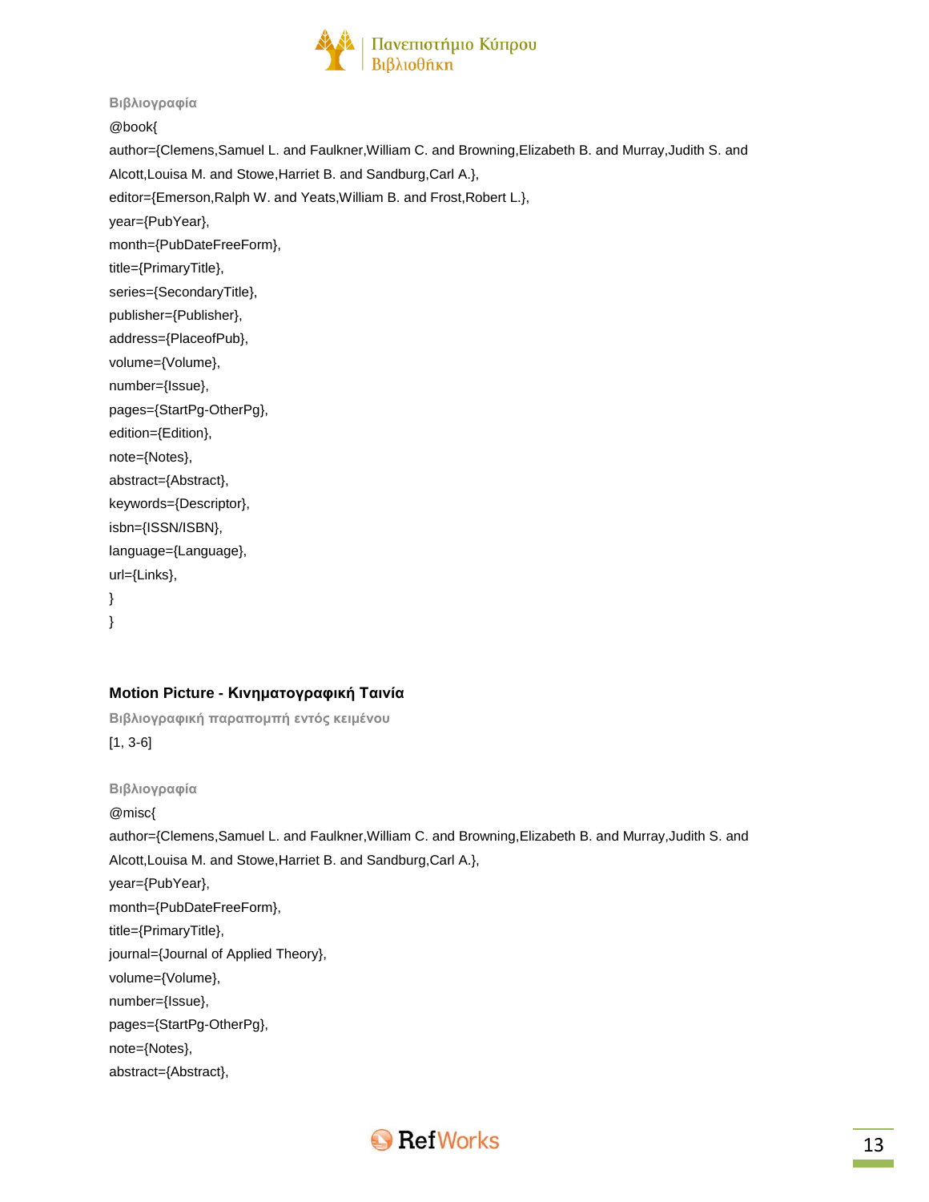**Βιβλιογραφία**

@book{
author={Clemens,Samuel L. and Faulkner,William C. and Browning,Elizabeth B. and Murray,Judith S. and Alcott,Louisa M. and Stowe,Harriet B. and Sandburg,Carl A.},
editor={Emerson,Ralph W. and Yeats,William B. and Frost,Robert L.},
year={PubYear},
month={PubDateFreeForm},
title={PrimaryTitle},
series={SecondaryTitle},
publisher={Publisher},
address={PlaceofPub},
volume={Volume},
number={Issue},
pages={StartPg-OtherPg},
edition={Edition},
note={Notes},
abstract={Abstract},
keywords={Descriptor},
isbn={ISSN/ISBN},
language={Language},
url={Links},
}
}

### Motion Picture - Κινηματογραφική Ταινία

**Βιβλιογραφική παραπομπή εντός κειμένου**

[1, 3-6]

**Βιβλιογραφία**

@misc{
author={Clemens,Samuel L. and Faulkner,William C. and Browning,Elizabeth B. and Murray,Judith S. and Alcott,Louisa M. and Stowe,Harriet B. and Sandburg,Carl A.},
year={PubYear},
month={PubDateFreeForm},
title={PrimaryTitle},
journal={Journal of Applied Theory},
volume={Volume},
number={Issue},
pages={StartPg-OtherPg},
note={Notes},
abstract={Abstract},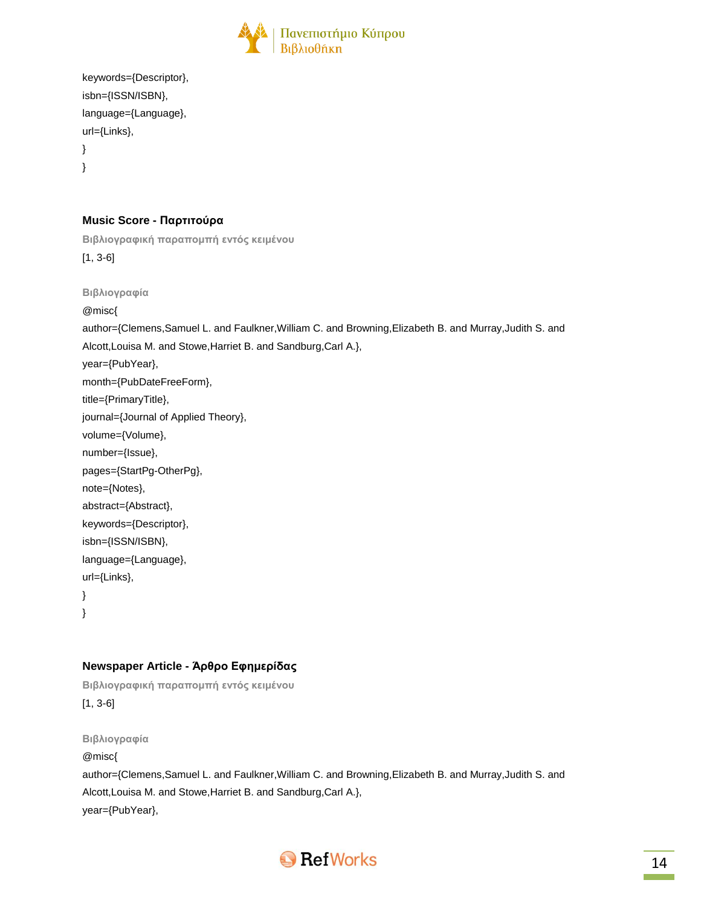keywords={Descriptor},
isbn={ISSN/ISBN},
language={Language},
url={Links},
}
}

### Music Score - Παρτιτούρα

**Βιβλιογραφική παραπομπή εντός κειμένου**

[1, 3-6]

**Βιβλιογραφία**

@misc{
author={Clemens,Samuel L. and Faulkner,William C. and Browning,Elizabeth B. and Murray,Judith S. and Alcott,Louisa M. and Stowe,Harriet B. and Sandburg,Carl A.},
year={PubYear},
month={PubDateFreeForm},
title={PrimaryTitle},
journal={Journal of Applied Theory},
volume={Volume},
number={Issue},
pages={StartPg-OtherPg},
note={Notes},
abstract={Abstract},
keywords={Descriptor},
isbn={ISSN/ISBN},
language={Language},
url={Links},
}
}

### Newspaper Article - Άρθρο Εφημερίδας

**Βιβλιογραφική παραπομπή εντός κειμένου**

[1, 3-6]

**Βιβλιογραφία**

@misc{
author={Clemens,Samuel L. and Faulkner,William C. and Browning,Elizabeth B. and Murray,Judith S. and Alcott,Louisa M. and Stowe,Harriet B. and Sandburg,Carl A.},
year={PubYear},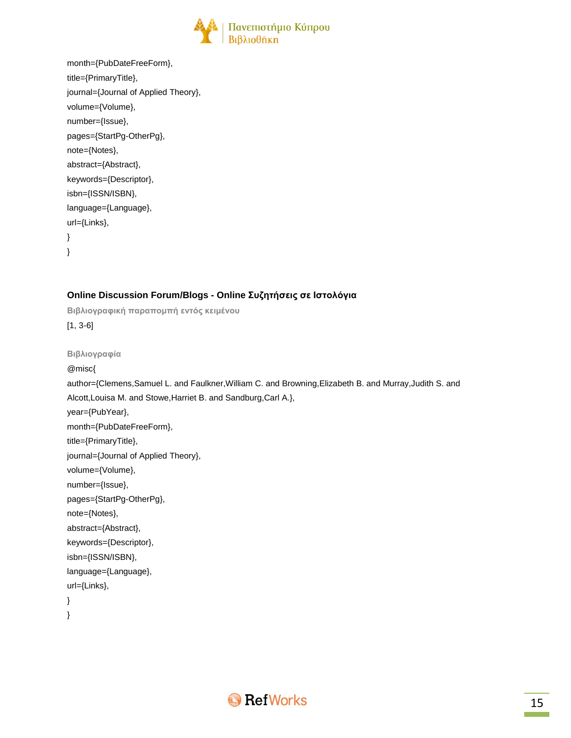month={PubDateFreeForm},
title={PrimaryTitle},
journal={Journal of Applied Theory},
volume={Volume},
number={Issue},
pages={StartPg-OtherPg},
note={Notes},
abstract={Abstract},
keywords={Descriptor},
isbn={ISSN/ISBN},
language={Language},
url={Links},
}
}

### Online Discussion Forum/Blogs - Online Συζητήσεις σε Ιστολόγια

**Βιβλιογραφική παραπομπή εντός κειμένου**

[1, 3-6]

**Βιβλιογραφία**

@misc{
author={Clemens,Samuel L. and Faulkner,William C. and Browning,Elizabeth B. and Murray,Judith S. and Alcott,Louisa M. and Stowe,Harriet B. and Sandburg,Carl A.},
year={PubYear},
month={PubDateFreeForm},
title={PrimaryTitle},
journal={Journal of Applied Theory},
volume={Volume},
number={Issue},
pages={StartPg-OtherPg},
note={Notes},
abstract={Abstract},
keywords={Descriptor},
isbn={ISSN/ISBN},
language={Language},
url={Links},
}
}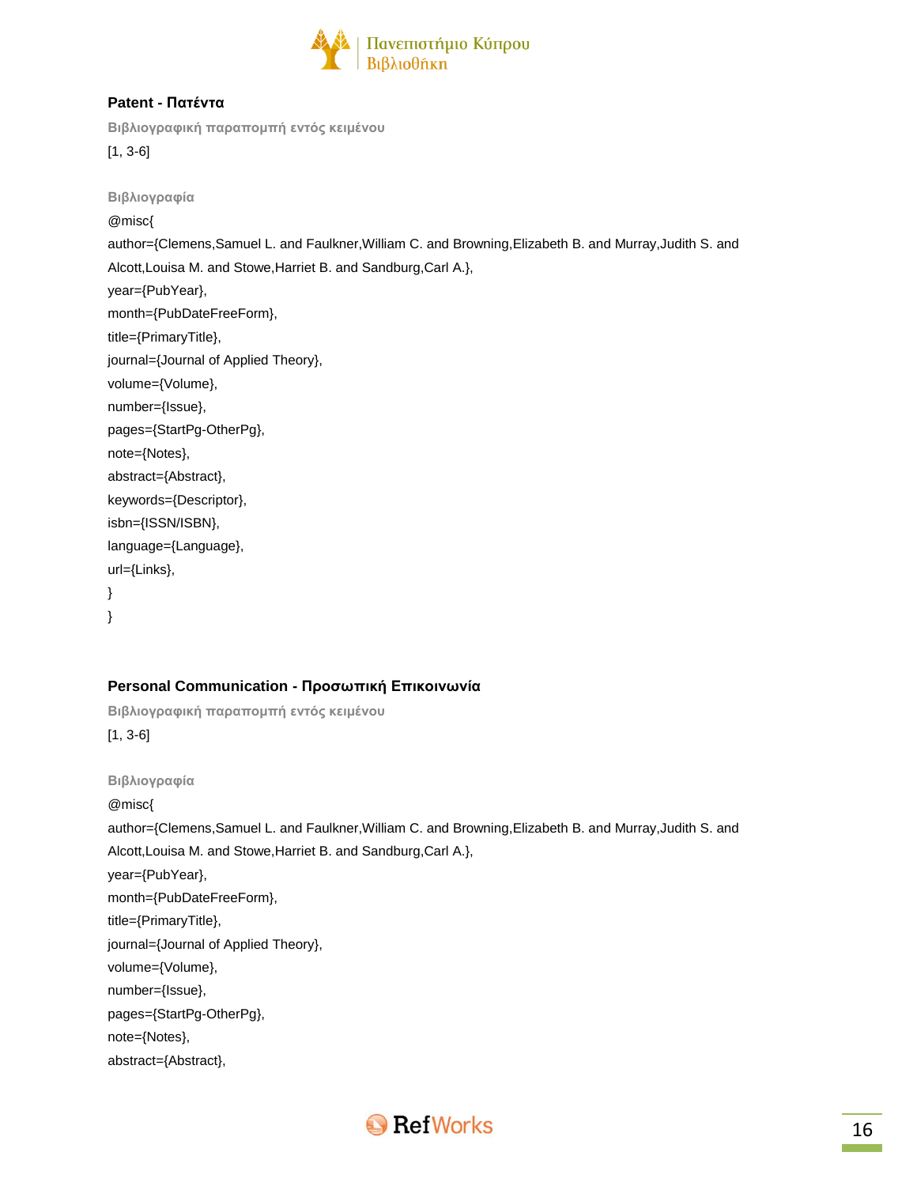### Patent - Πατέντα

**Βιβλιογραφική παραπομπή εντός κειμένου**

[1, 3-6]

**Βιβλιογραφία**

@misc{
author={Clemens,Samuel L. and Faulkner,William C. and Browning,Elizabeth B. and Murray,Judith S. and Alcott,Louisa M. and Stowe,Harriet B. and Sandburg,Carl A.},
year={PubYear},
month={PubDateFreeForm},
title={PrimaryTitle},
journal={Journal of Applied Theory},
volume={Volume},
number={Issue},
pages={StartPg-OtherPg},
note={Notes},
abstract={Abstract},
keywords={Descriptor},
isbn={ISSN/ISBN},
language={Language},
url={Links},
}
}

### Personal Communication - Προσωπική Επικοινωνία

**Βιβλιογραφική παραπομπή εντός κειμένου**

[1, 3-6]

**Βιβλιογραφία**

@misc{
author={Clemens,Samuel L. and Faulkner,William C. and Browning,Elizabeth B. and Murray,Judith S. and Alcott,Louisa M. and Stowe,Harriet B. and Sandburg,Carl A.},
year={PubYear},
month={PubDateFreeForm},
title={PrimaryTitle},
journal={Journal of Applied Theory},
volume={Volume},
number={Issue},
pages={StartPg-OtherPg},
note={Notes},
abstract={Abstract},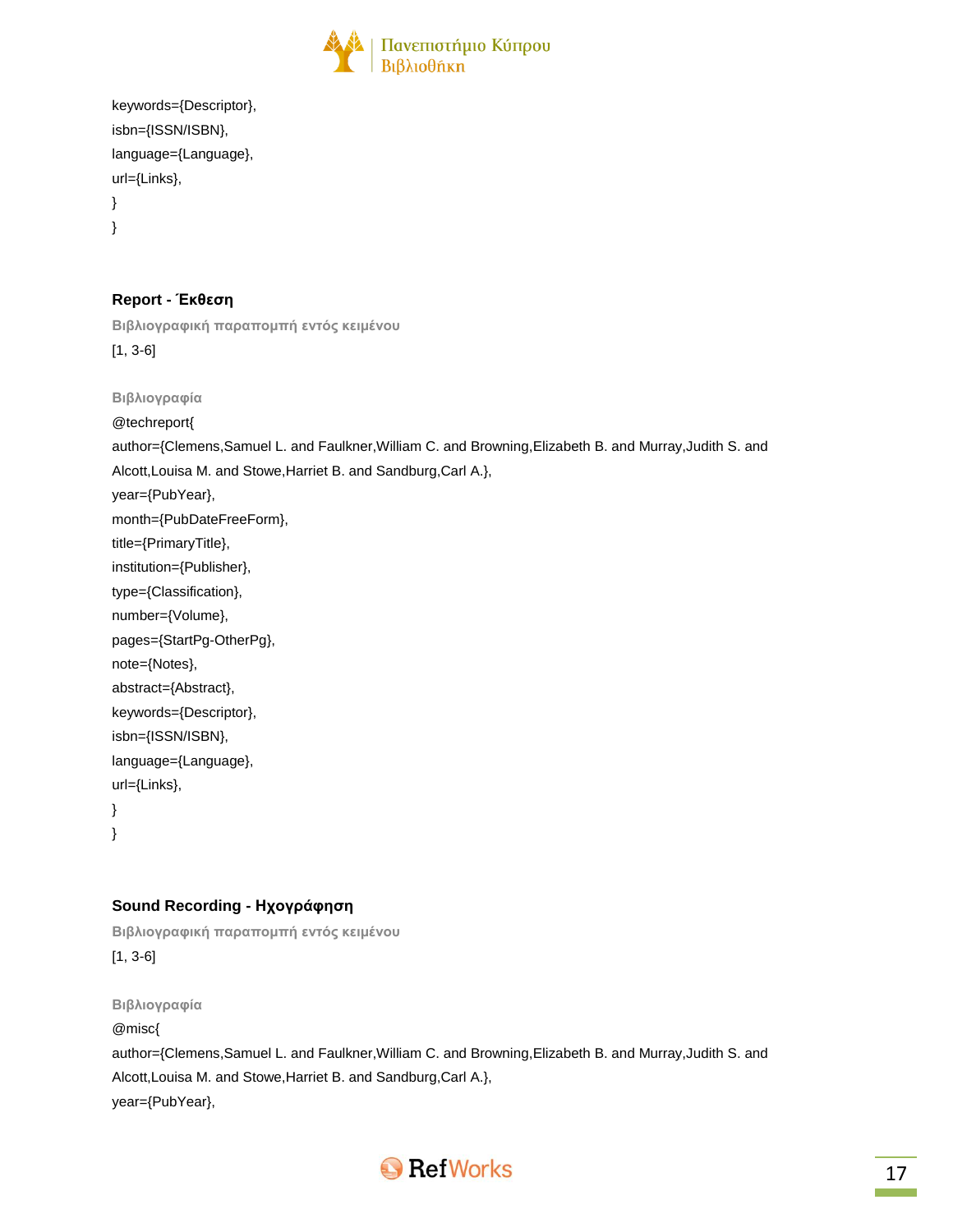keywords={Descriptor},
isbn={ISSN/ISBN},
language={Language},
url={Links},
}
}

### Report - Έκθεση

**Βιβλιογραφική παραπομπή εντός κειμένου**

[1, 3-6]

**Βιβλιογραφία**

@techreport{
author={Clemens,Samuel L. and Faulkner,William C. and Browning,Elizabeth B. and Murray,Judith S. and Alcott,Louisa M. and Stowe,Harriet B. and Sandburg,Carl A.},
year={PubYear},
month={PubDateFreeForm},
title={PrimaryTitle},
institution={Publisher},
type={Classification},
number={Volume},
pages={StartPg-OtherPg},
note={Notes},
abstract={Abstract},
keywords={Descriptor},
isbn={ISSN/ISBN},
language={Language},
url={Links},
}
}

### Sound Recording - Ηχογράφηση

**Βιβλιογραφική παραπομπή εντός κειμένου**

[1, 3-6]

**Βιβλιογραφία**

@misc{
author={Clemens,Samuel L. and Faulkner,William C. and Browning,Elizabeth B. and Murray,Judith S. and Alcott,Louisa M. and Stowe,Harriet B. and Sandburg,Carl A.},
year={PubYear},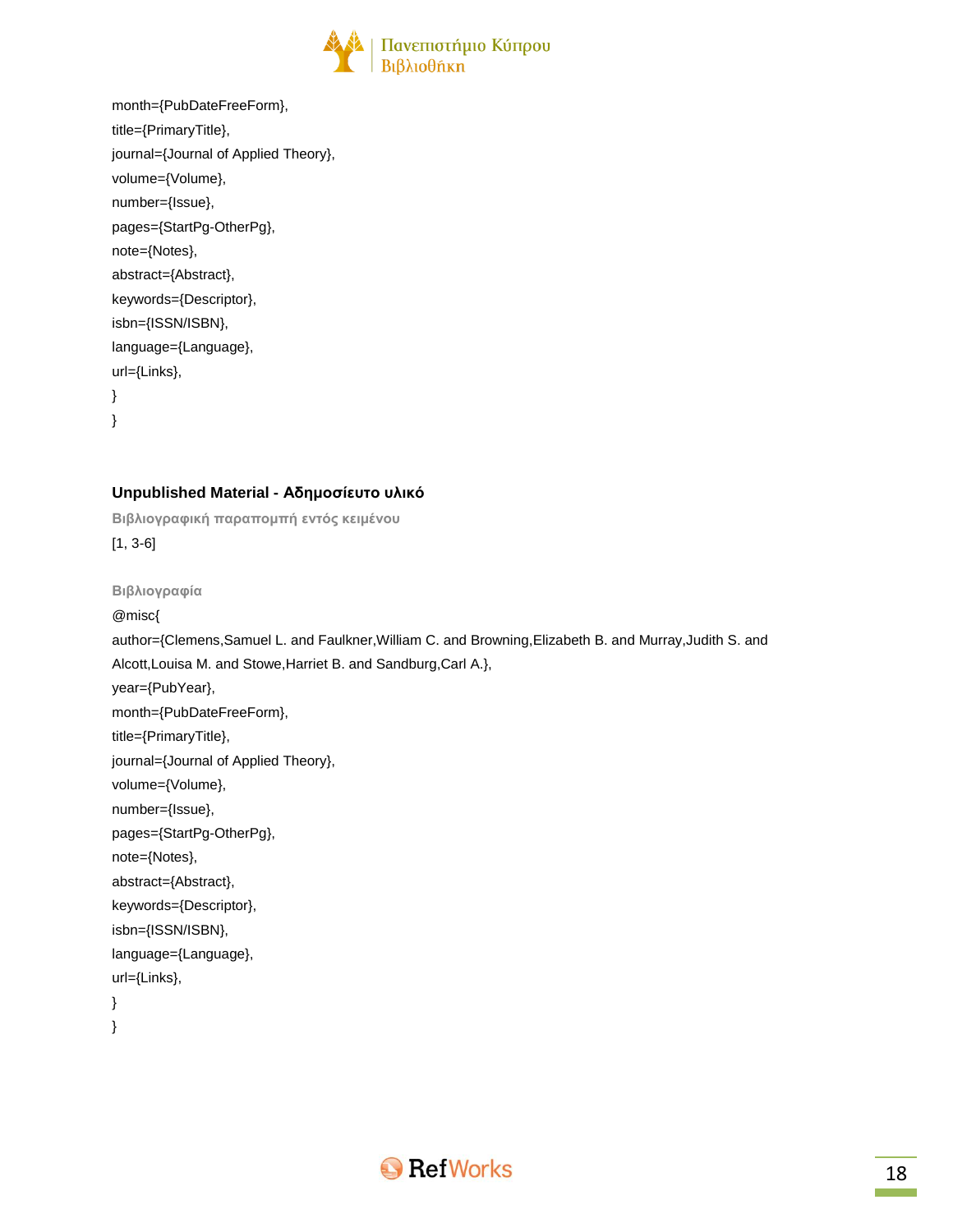month={PubDateFreeForm},

title={PrimaryTitle},

journal={Journal of Applied Theory},

volume={Volume},

number={Issue},

pages={StartPg-OtherPg},

note={Notes},

abstract={Abstract},

keywords={Descriptor},

isbn={ISSN/ISBN},

language={Language},

url={Links},

}

}

### Unpublished Material - Αδημοσίευτο υλικό

**Βιβλιογραφική παραπομπή εντός κειμένου**

[1, 3-6]

**Βιβλιογραφία**

@misc{

author={Clemens,Samuel L. and Faulkner,William C. and Browning,Elizabeth B. and Murray,Judith S. and Alcott,Louisa M. and Stowe,Harriet B. and Sandburg,Carl A.},

year={PubYear},

month={PubDateFreeForm},

title={PrimaryTitle},

journal={Journal of Applied Theory},

volume={Volume},

number={Issue},

pages={StartPg-OtherPg},

note={Notes},

abstract={Abstract},

keywords={Descriptor},

isbn={ISSN/ISBN},

language={Language},

url={Links},

}

}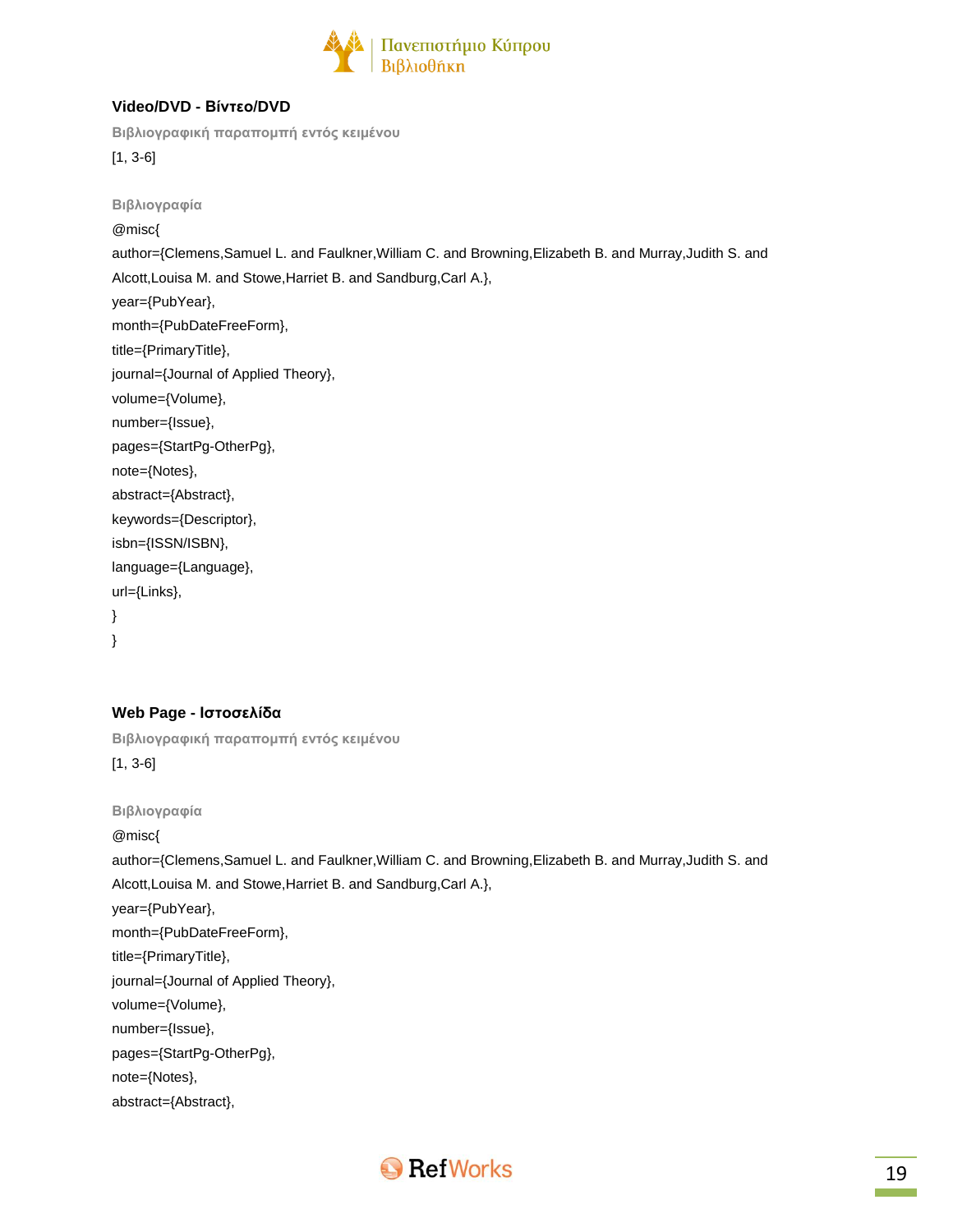### Video/DVD - Βίντεο/DVD

**Βιβλιογραφική παραπομπή εντός κειμένου**

[1, 3-6]

**Βιβλιογραφία**

@misc{
author={Clemens,Samuel L. and Faulkner,William C. and Browning,Elizabeth B. and Murray,Judith S. and Alcott,Louisa M. and Stowe,Harriet B. and Sandburg,Carl A.},
year={PubYear},
month={PubDateFreeForm},
title={PrimaryTitle},
journal={Journal of Applied Theory},
volume={Volume},
number={Issue},
pages={StartPg-OtherPg},
note={Notes},
abstract={Abstract},
keywords={Descriptor},
isbn={ISSN/ISBN},
language={Language},
url={Links},
}
}

### Web Page - Ιστοσελίδα

**Βιβλιογραφική παραπομπή εντός κειμένου**

[1, 3-6]

**Βιβλιογραφία**

@misc{
author={Clemens,Samuel L. and Faulkner,William C. and Browning,Elizabeth B. and Murray,Judith S. and Alcott,Louisa M. and Stowe,Harriet B. and Sandburg,Carl A.},
year={PubYear},
month={PubDateFreeForm},
title={PrimaryTitle},
journal={Journal of Applied Theory},
volume={Volume},
number={Issue},
pages={StartPg-OtherPg},
note={Notes},
abstract={Abstract},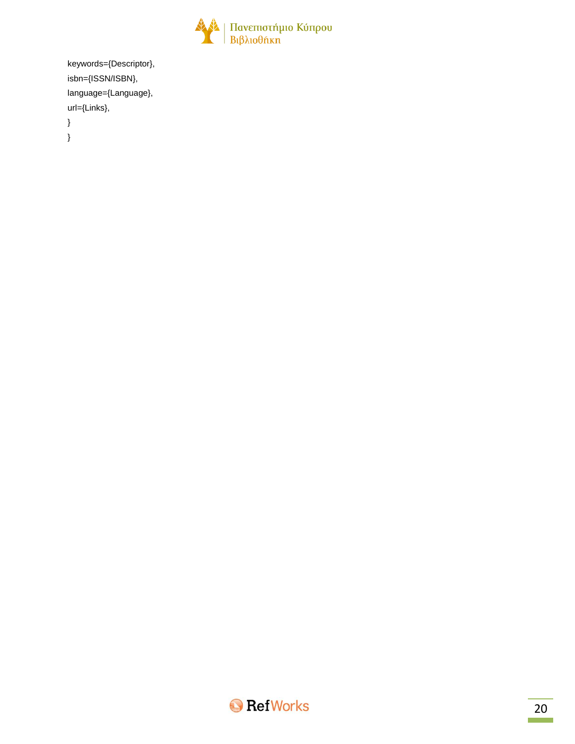```
keywords={Descriptor},
isbn={ISSN/ISBN},
language={Language},
url={Links},
}
}
```